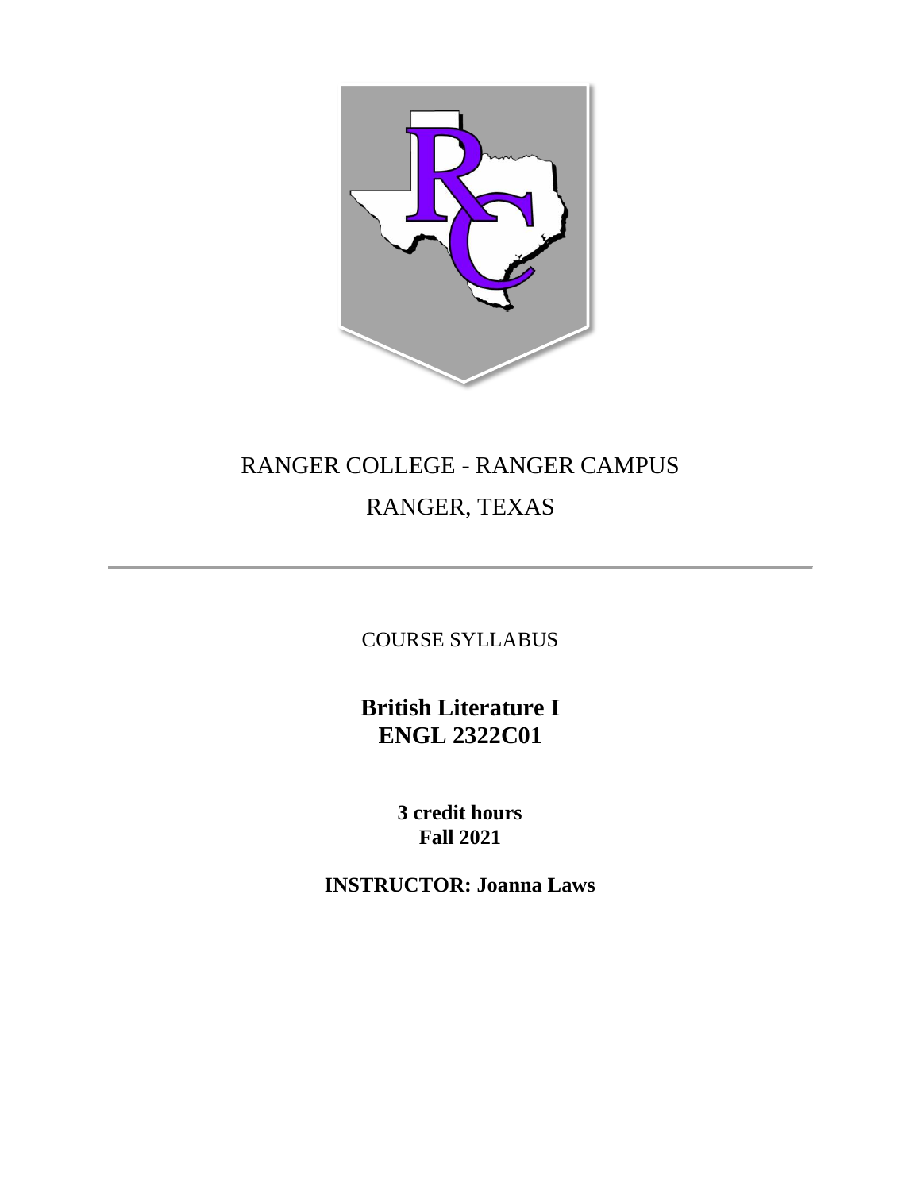RANGER COLLEGE - RANGER CAMPUS

RANGER, TEXAS

---

COURSE SYLLABUS

# British Literature I
# ENGL 2322C01

**3 credit hours**
**Fall 2021**

**INSTRUCTOR: Joanna Laws**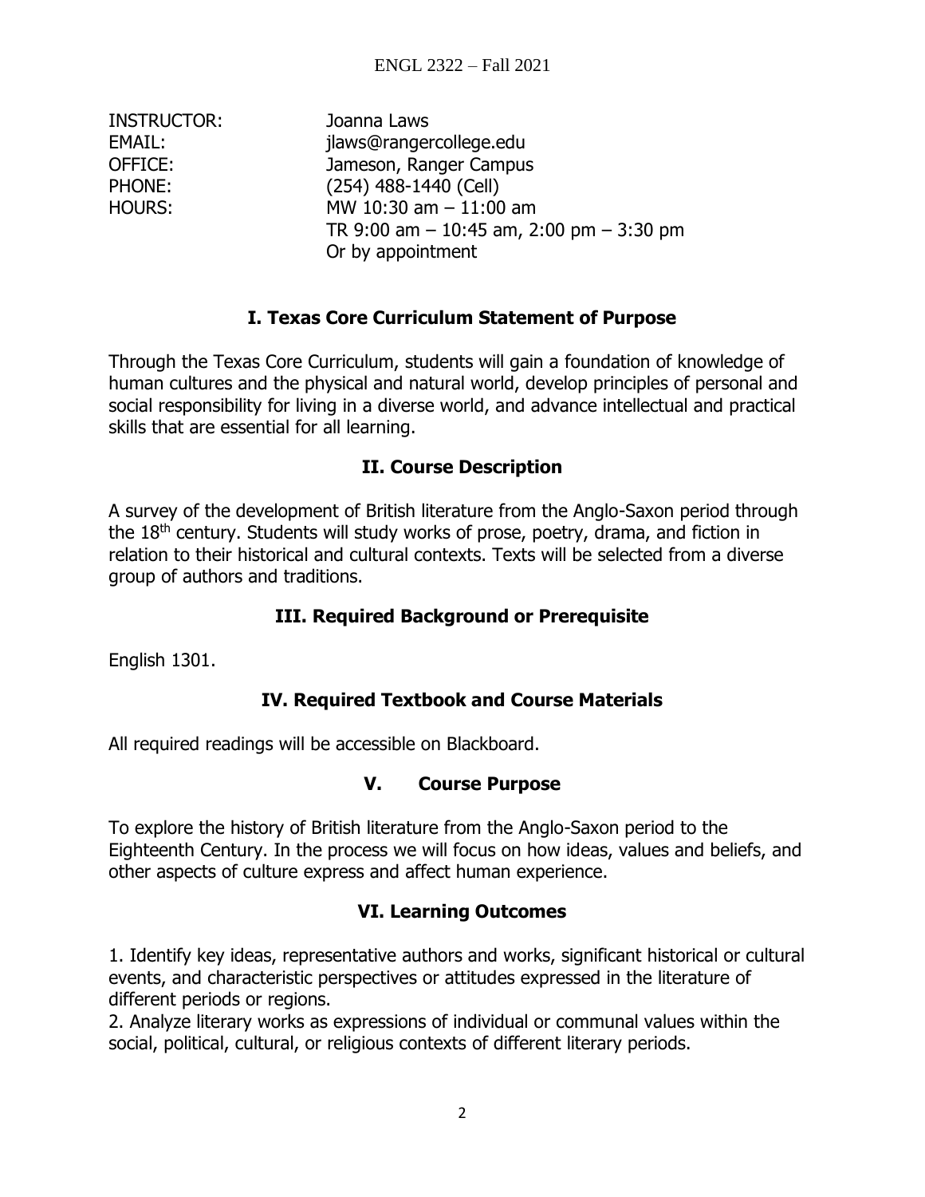| INSTRUCTOR: | Joanna Laws |
|---|---|
| EMAIL: | jlaws@rangercollege.edu |
| OFFICE: | Jameson, Ranger Campus |
| PHONE: | (254) 488-1440 (Cell) |
| HOURS: | MW 10:30 am – 11:00 am<br>TR 9:00 am – 10:45 am, 2:00 pm – 3:30 pm<br>Or by appointment |

## I. Texas Core Curriculum Statement of Purpose

Through the Texas Core Curriculum, students will gain a foundation of knowledge of human cultures and the physical and natural world, develop principles of personal and social responsibility for living in a diverse world, and advance intellectual and practical skills that are essential for all learning.

## II. Course Description

A survey of the development of British literature from the Anglo-Saxon period through the 18th century. Students will study works of prose, poetry, drama, and fiction in relation to their historical and cultural contexts. Texts will be selected from a diverse group of authors and traditions.

## III. Required Background or Prerequisite

English 1301.

## IV. Required Textbook and Course Materials

All required readings will be accessible on Blackboard.

## V. Course Purpose

To explore the history of British literature from the Anglo-Saxon period to the Eighteenth Century. In the process we will focus on how ideas, values and beliefs, and other aspects of culture express and affect human experience.

## VI. Learning Outcomes

1. Identify key ideas, representative authors and works, significant historical or cultural events, and characteristic perspectives or attitudes expressed in the literature of different periods or regions.
2. Analyze literary works as expressions of individual or communal values within the social, political, cultural, or religious contexts of different literary periods.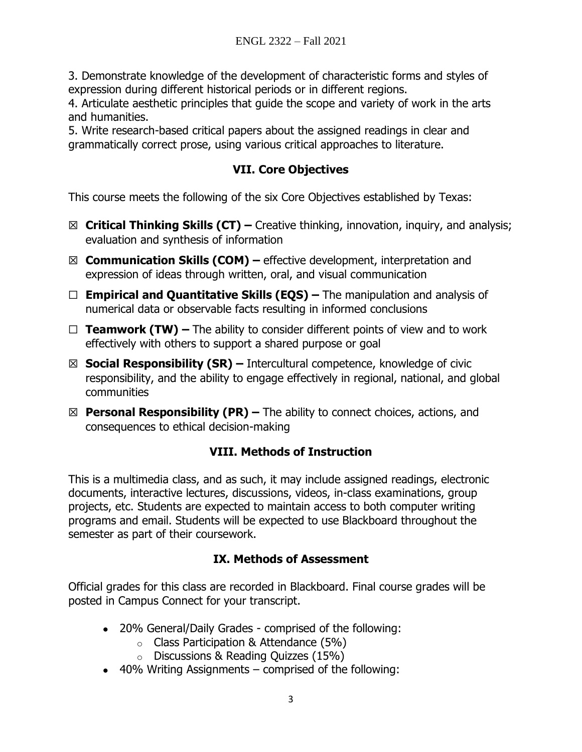3. Demonstrate knowledge of the development of characteristic forms and styles of expression during different historical periods or in different regions.
4. Articulate aesthetic principles that guide the scope and variety of work in the arts and humanities.
5. Write research-based critical papers about the assigned readings in clear and grammatically correct prose, using various critical approaches to literature.

## VII. Core Objectives

This course meets the following of the six Core Objectives established by Texas:

- ☒ **Critical Thinking Skills (CT) –** Creative thinking, innovation, inquiry, and analysis; evaluation and synthesis of information
- ☒ **Communication Skills (COM) –** effective development, interpretation and expression of ideas through written, oral, and visual communication
- ☐ **Empirical and Quantitative Skills (EQS) –** The manipulation and analysis of numerical data or observable facts resulting in informed conclusions
- ☐ **Teamwork (TW) –** The ability to consider different points of view and to work effectively with others to support a shared purpose or goal
- ☒ **Social Responsibility (SR) –** Intercultural competence, knowledge of civic responsibility, and the ability to engage effectively in regional, national, and global communities
- ☒ **Personal Responsibility (PR) –** The ability to connect choices, actions, and consequences to ethical decision-making

## VIII. Methods of Instruction

This is a multimedia class, and as such, it may include assigned readings, electronic documents, interactive lectures, discussions, videos, in-class examinations, group projects, etc. Students are expected to maintain access to both computer writing programs and email. Students will be expected to use Blackboard throughout the semester as part of their coursework.

## IX. Methods of Assessment

Official grades for this class are recorded in Blackboard. Final course grades will be posted in Campus Connect for your transcript.

- 20% General/Daily Grades - comprised of the following:
  - Class Participation & Attendance (5%)
  - Discussions & Reading Quizzes (15%)
- 40% Writing Assignments – comprised of the following: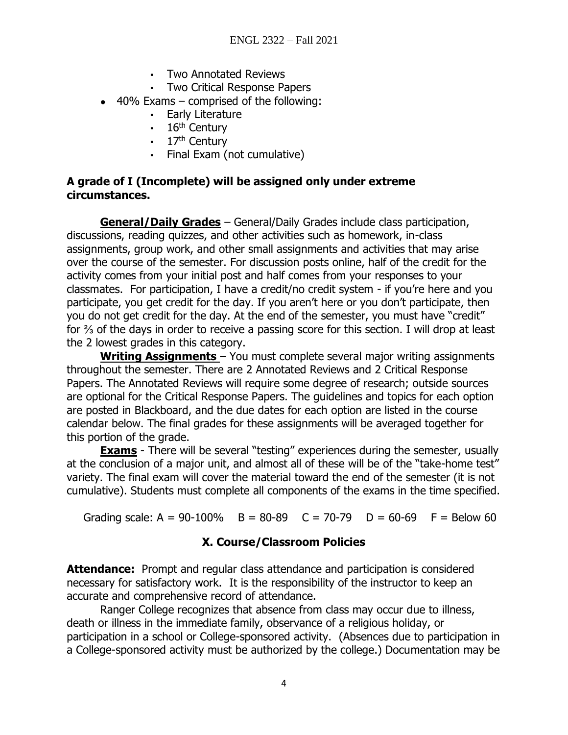- Two Annotated Reviews
  - Two Critical Response Papers
- 40% Exams – comprised of the following:
  - Early Literature
  - 16th Century
  - 17th Century
  - Final Exam (not cumulative)

**A grade of I (Incomplete) will be assigned only under extreme circumstances.**

**General/Daily Grades** – General/Daily Grades include class participation, discussions, reading quizzes, and other activities such as homework, in-class assignments, group work, and other small assignments and activities that may arise over the course of the semester. For discussion posts online, half of the credit for the activity comes from your initial post and half comes from your responses to your classmates. For participation, I have a credit/no credit system - if you're here and you participate, you get credit for the day. If you aren't here or you don't participate, then you do not get credit for the day. At the end of the semester, you must have "credit" for ⅔ of the days in order to receive a passing score for this section. I will drop at least the 2 lowest grades in this category.

**Writing Assignments** – You must complete several major writing assignments throughout the semester. There are 2 Annotated Reviews and 2 Critical Response Papers. The Annotated Reviews will require some degree of research; outside sources are optional for the Critical Response Papers. The guidelines and topics for each option are posted in Blackboard, and the due dates for each option are listed in the course calendar below. The final grades for these assignments will be averaged together for this portion of the grade.

**Exams** - There will be several "testing" experiences during the semester, usually at the conclusion of a major unit, and almost all of these will be of the "take-home test" variety. The final exam will cover the material toward the end of the semester (it is not cumulative). Students must complete all components of the exams in the time specified.

Grading scale: A = 90-100% B = 80-89 C = 70-79 D = 60-69 F = Below 60

## X. Course/Classroom Policies

**Attendance:** Prompt and regular class attendance and participation is considered necessary for satisfactory work. It is the responsibility of the instructor to keep an accurate and comprehensive record of attendance.

Ranger College recognizes that absence from class may occur due to illness, death or illness in the immediate family, observance of a religious holiday, or participation in a school or College-sponsored activity. (Absences due to participation in a College-sponsored activity must be authorized by the college.) Documentation may be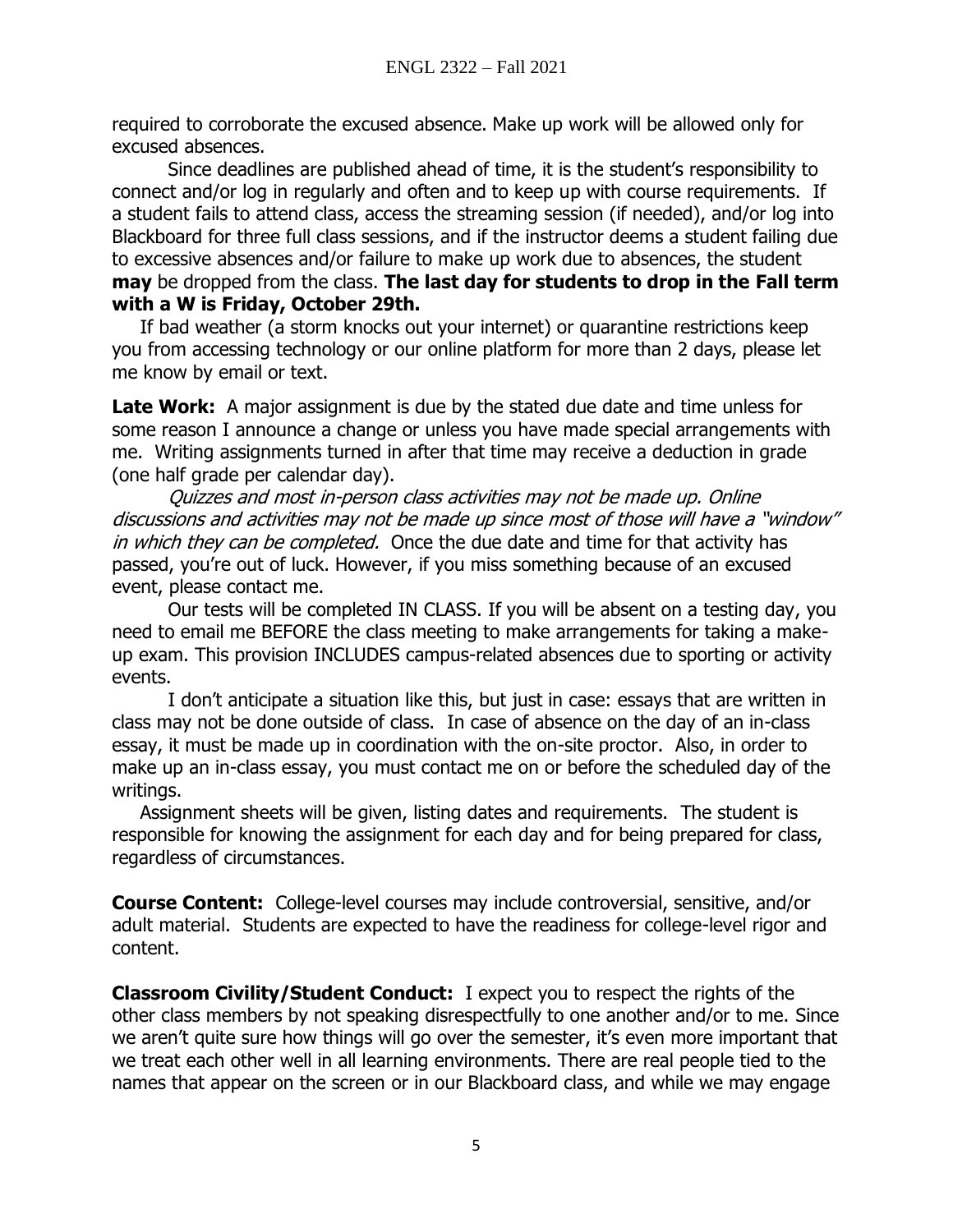required to corroborate the excused absence. Make up work will be allowed only for excused absences.

Since deadlines are published ahead of time, it is the student's responsibility to connect and/or log in regularly and often and to keep up with course requirements. If a student fails to attend class, access the streaming session (if needed), and/or log into Blackboard for three full class sessions, and if the instructor deems a student failing due to excessive absences and/or failure to make up work due to absences, the student **may** be dropped from the class. **The last day for students to drop in the Fall term with a W is Friday, October 29th.**

If bad weather (a storm knocks out your internet) or quarantine restrictions keep you from accessing technology or our online platform for more than 2 days, please let me know by email or text.

**Late Work:** A major assignment is due by the stated due date and time unless for some reason I announce a change or unless you have made special arrangements with me. Writing assignments turned in after that time may receive a deduction in grade (one half grade per calendar day).

*Quizzes and most in-person class activities may not be made up. Online discussions and activities may not be made up since most of those will have a "window" in which they can be completed.* Once the due date and time for that activity has passed, you're out of luck. However, if you miss something because of an excused event, please contact me.

Our tests will be completed IN CLASS. If you will be absent on a testing day, you need to email me BEFORE the class meeting to make arrangements for taking a make-up exam. This provision INCLUDES campus-related absences due to sporting or activity events.

I don't anticipate a situation like this, but just in case: essays that are written in class may not be done outside of class. In case of absence on the day of an in-class essay, it must be made up in coordination with the on-site proctor. Also, in order to make up an in-class essay, you must contact me on or before the scheduled day of the writings.

Assignment sheets will be given, listing dates and requirements. The student is responsible for knowing the assignment for each day and for being prepared for class, regardless of circumstances.

**Course Content:** College-level courses may include controversial, sensitive, and/or adult material. Students are expected to have the readiness for college-level rigor and content.

**Classroom Civility/Student Conduct:** I expect you to respect the rights of the other class members by not speaking disrespectfully to one another and/or to me. Since we aren't quite sure how things will go over the semester, it's even more important that we treat each other well in all learning environments. There are real people tied to the names that appear on the screen or in our Blackboard class, and while we may engage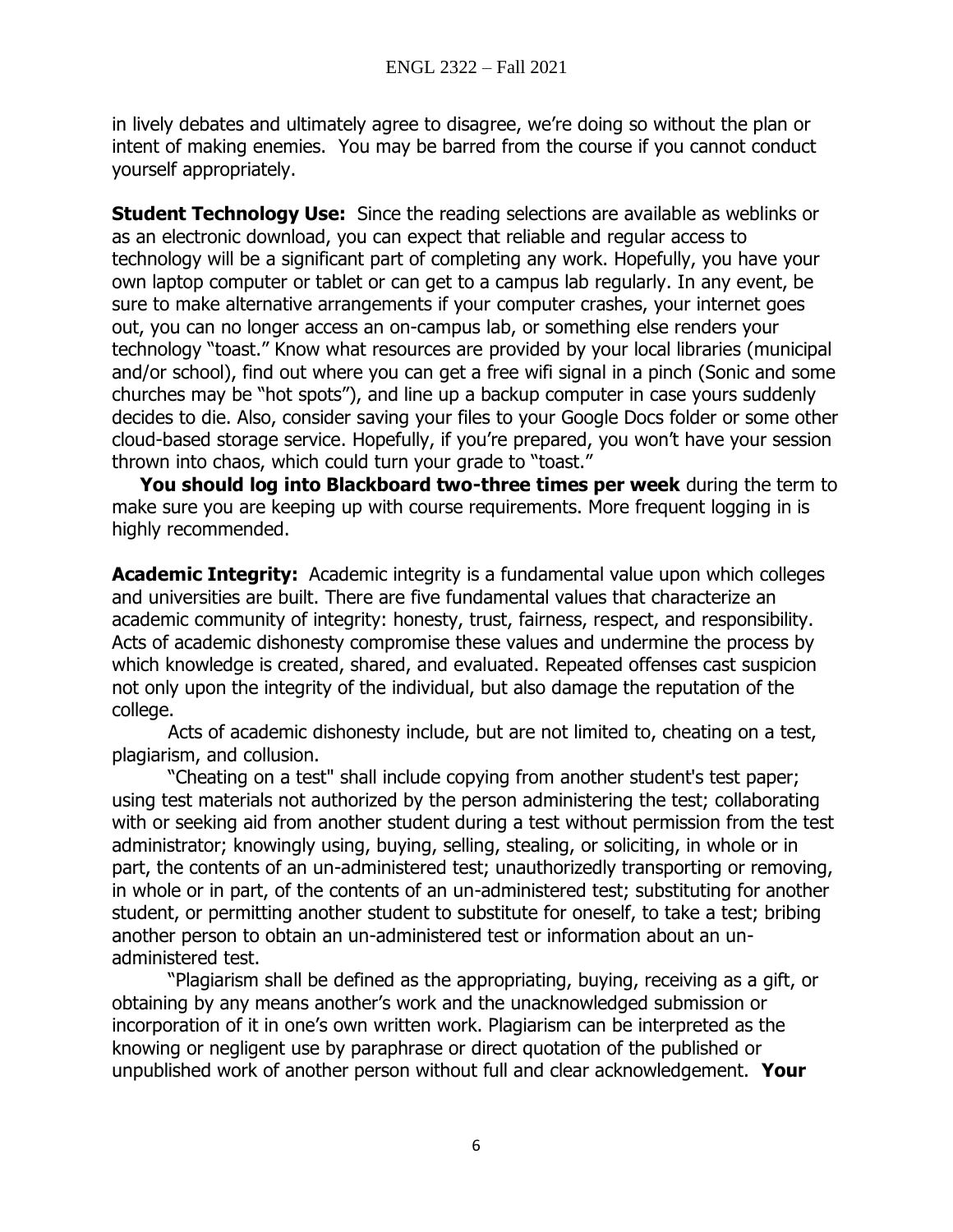in lively debates and ultimately agree to disagree, we're doing so without the plan or intent of making enemies. You may be barred from the course if you cannot conduct yourself appropriately.

**Student Technology Use:** Since the reading selections are available as weblinks or as an electronic download, you can expect that reliable and regular access to technology will be a significant part of completing any work. Hopefully, you have your own laptop computer or tablet or can get to a campus lab regularly. In any event, be sure to make alternative arrangements if your computer crashes, your internet goes out, you can no longer access an on-campus lab, or something else renders your technology "toast." Know what resources are provided by your local libraries (municipal and/or school), find out where you can get a free wifi signal in a pinch (Sonic and some churches may be "hot spots"), and line up a backup computer in case yours suddenly decides to die. Also, consider saving your files to your Google Docs folder or some other cloud-based storage service. Hopefully, if you're prepared, you won't have your session thrown into chaos, which could turn your grade to "toast."

**You should log into Blackboard two-three times per week** during the term to make sure you are keeping up with course requirements. More frequent logging in is highly recommended.

**Academic Integrity:** Academic integrity is a fundamental value upon which colleges and universities are built. There are five fundamental values that characterize an academic community of integrity: honesty, trust, fairness, respect, and responsibility. Acts of academic dishonesty compromise these values and undermine the process by which knowledge is created, shared, and evaluated. Repeated offenses cast suspicion not only upon the integrity of the individual, but also damage the reputation of the college.

Acts of academic dishonesty include, but are not limited to, cheating on a test, plagiarism, and collusion.

"Cheating on a test" shall include copying from another student's test paper; using test materials not authorized by the person administering the test; collaborating with or seeking aid from another student during a test without permission from the test administrator; knowingly using, buying, selling, stealing, or soliciting, in whole or in part, the contents of an un-administered test; unauthorizedly transporting or removing, in whole or in part, of the contents of an un-administered test; substituting for another student, or permitting another student to substitute for oneself, to take a test; bribing another person to obtain an un-administered test or information about an un-administered test.

"Plagiarism shall be defined as the appropriating, buying, receiving as a gift, or obtaining by any means another's work and the unacknowledged submission or incorporation of it in one's own written work. Plagiarism can be interpreted as the knowing or negligent use by paraphrase or direct quotation of the published or unpublished work of another person without full and clear acknowledgement. **Your**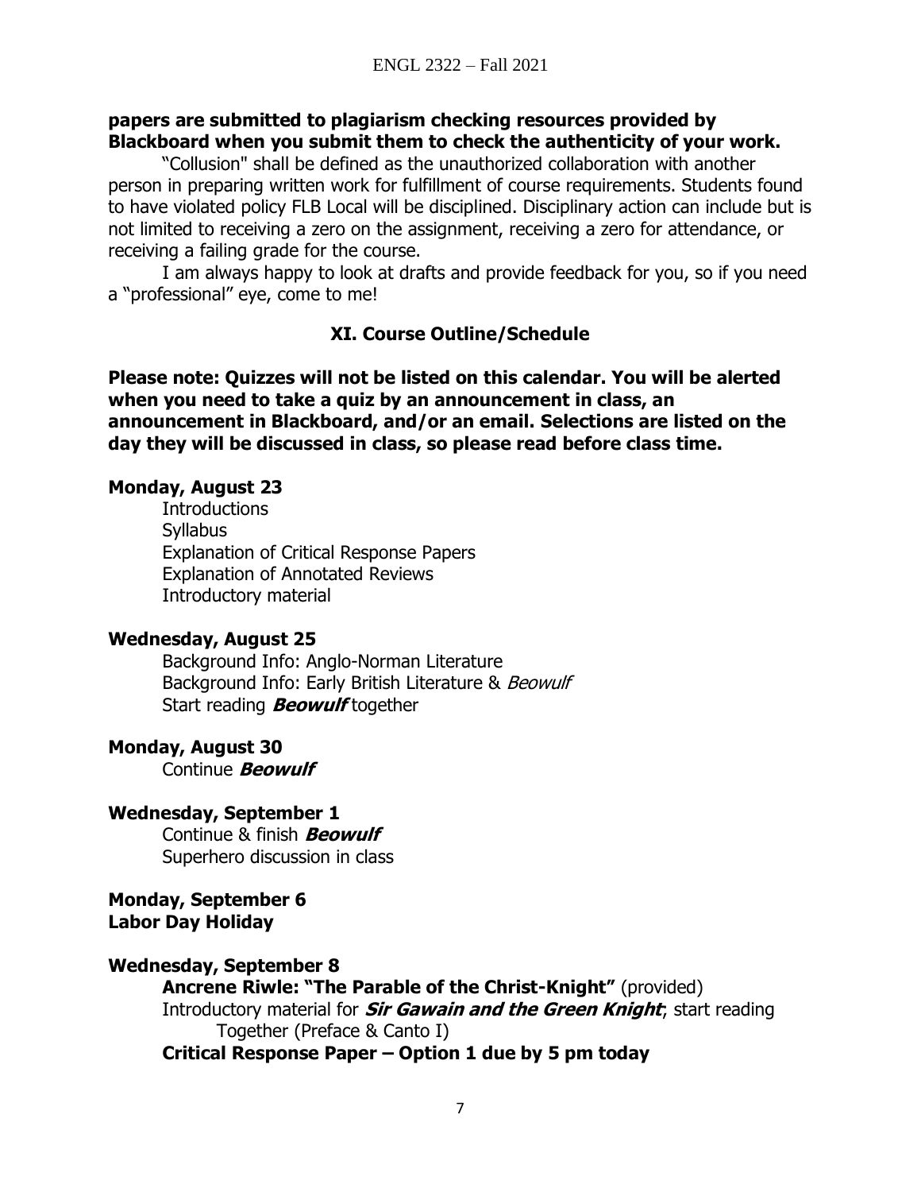**papers are submitted to plagiarism checking resources provided by Blackboard when you submit them to check the authenticity of your work.**

"Collusion" shall be defined as the unauthorized collaboration with another person in preparing written work for fulfillment of course requirements. Students found to have violated policy FLB Local will be disciplined. Disciplinary action can include but is not limited to receiving a zero on the assignment, receiving a zero for attendance, or receiving a failing grade for the course.

I am always happy to look at drafts and provide feedback for you, so if you need a "professional" eye, come to me!

## XI. Course Outline/Schedule

**Please note: Quizzes will not be listed on this calendar. You will be alerted when you need to take a quiz by an announcement in class, an announcement in Blackboard, and/or an email. Selections are listed on the day they will be discussed in class, so please read before class time.**

**Monday, August 23**

Introductions
Syllabus
Explanation of Critical Response Papers
Explanation of Annotated Reviews
Introductory material

**Wednesday, August 25**

Background Info: Anglo-Norman Literature
Background Info: Early British Literature & *Beowulf*
Start reading ***Beowulf*** together

**Monday, August 30**

Continue ***Beowulf***

**Wednesday, September 1**

Continue & finish ***Beowulf***
Superhero discussion in class

**Monday, September 6**
**Labor Day Holiday**

**Wednesday, September 8**

**Ancrene Riwle: "The Parable of the Christ-Knight"** (provided)
Introductory material for ***Sir Gawain and the Green Knight***; start reading Together (Preface & Canto I)
**Critical Response Paper – Option 1 due by 5 pm today**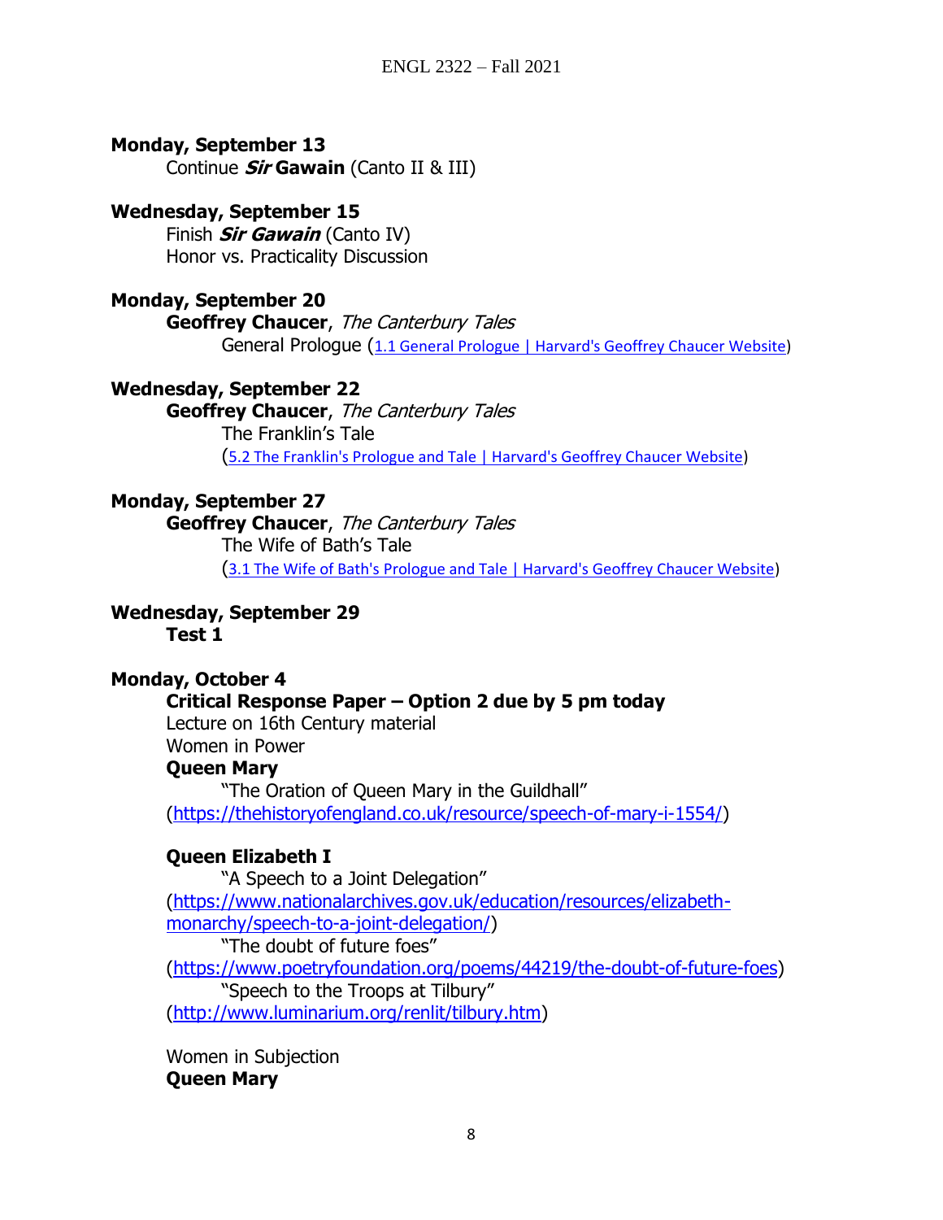**Monday, September 13**

Continue ***Sir* Gawain** (Canto II & III)

**Wednesday, September 15**

Finish ***Sir Gawain*** (Canto IV)

Honor vs. Practicality Discussion

**Monday, September 20**

**Geoffrey Chaucer**, *The Canterbury Tales*

General Prologue (1.1 General Prologue | Harvard's Geoffrey Chaucer Website)

**Wednesday, September 22**

**Geoffrey Chaucer**, *The Canterbury Tales*

The Franklin's Tale

(5.2 The Franklin's Prologue and Tale | Harvard's Geoffrey Chaucer Website)

**Monday, September 27**

**Geoffrey Chaucer**, *The Canterbury Tales*

The Wife of Bath's Tale

(3.1 The Wife of Bath's Prologue and Tale | Harvard's Geoffrey Chaucer Website)

**Wednesday, September 29**

**Test 1**

**Monday, October 4**

**Critical Response Paper – Option 2 due by 5 pm today**

Lecture on 16th Century material

Women in Power

**Queen Mary**

"The Oration of Queen Mary in the Guildhall"
(https://thehistoryofengland.co.uk/resource/speech-of-mary-i-1554/)

**Queen Elizabeth I**

"A Speech to a Joint Delegation"
(https://www.nationalarchives.gov.uk/education/resources/elizabeth-monarchy/speech-to-a-joint-delegation/)

"The doubt of future foes"
(https://www.poetryfoundation.org/poems/44219/the-doubt-of-future-foes)

"Speech to the Troops at Tilbury"
(http://www.luminarium.org/renlit/tilbury.htm)

Women in Subjection

**Queen Mary**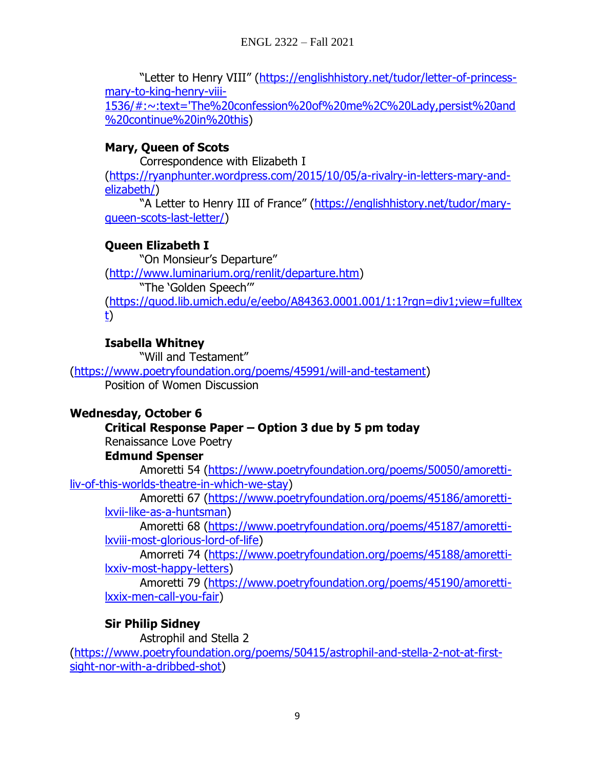"Letter to Henry VIII" (https://englishhistory.net/tudor/letter-of-princess-mary-to-king-henry-viii-1536/#:~:text='The%20confession%20of%20me%2C%20Lady,persist%20and%20continue%20in%20this)

**Mary, Queen of Scots**

Correspondence with Elizabeth I (https://ryanphunter.wordpress.com/2015/10/05/a-rivalry-in-letters-mary-and-elizabeth/)

"A Letter to Henry III of France" (https://englishhistory.net/tudor/mary-queen-scots-last-letter/)

**Queen Elizabeth I**

"On Monsieur's Departure" (http://www.luminarium.org/renlit/departure.htm)

"The 'Golden Speech'" (https://quod.lib.umich.edu/e/eebo/A84363.0001.001/1:1?rgn=div1;view=fulltext)

**Isabella Whitney**

"Will and Testament" (https://www.poetryfoundation.org/poems/45991/will-and-testament)

Position of Women Discussion

**Wednesday, October 6**

**Critical Response Paper – Option 3 due by 5 pm today**

Renaissance Love Poetry

**Edmund Spenser**

Amoretti 54 (https://www.poetryfoundation.org/poems/50050/amoretti-liv-of-this-worlds-theatre-in-which-we-stay)

Amoretti 67 (https://www.poetryfoundation.org/poems/45186/amoretti-lxvii-like-as-a-huntsman)

Amoretti 68 (https://www.poetryfoundation.org/poems/45187/amoretti-lxviii-most-glorious-lord-of-life)

Amorreti 74 (https://www.poetryfoundation.org/poems/45188/amoretti-lxxiv-most-happy-letters)

Amoretti 79 (https://www.poetryfoundation.org/poems/45190/amoretti-lxxix-men-call-you-fair)

**Sir Philip Sidney**

Astrophil and Stella 2 (https://www.poetryfoundation.org/poems/50415/astrophil-and-stella-2-not-at-first-sight-nor-with-a-dribbed-shot)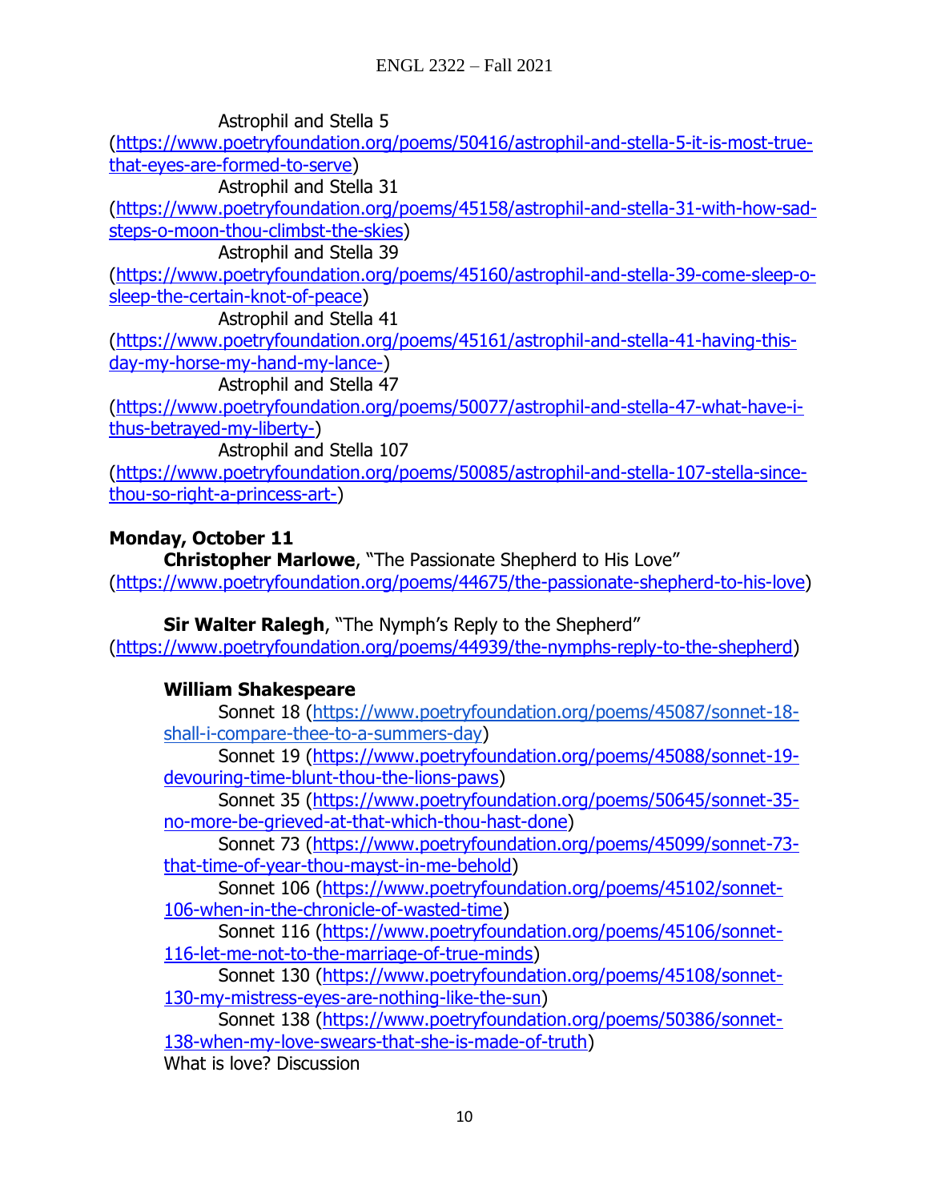Astrophil and Stella 5 (https://www.poetryfoundation.org/poems/50416/astrophil-and-stella-5-it-is-most-true-that-eyes-are-formed-to-serve)

Astrophil and Stella 31 (https://www.poetryfoundation.org/poems/45158/astrophil-and-stella-31-with-how-sad-steps-o-moon-thou-climbst-the-skies)

Astrophil and Stella 39 (https://www.poetryfoundation.org/poems/45160/astrophil-and-stella-39-come-sleep-o-sleep-the-certain-knot-of-peace)

Astrophil and Stella 41 (https://www.poetryfoundation.org/poems/45161/astrophil-and-stella-41-having-this-day-my-horse-my-hand-my-lance-)

Astrophil and Stella 47 (https://www.poetryfoundation.org/poems/50077/astrophil-and-stella-47-what-have-i-thus-betrayed-my-liberty-)

Astrophil and Stella 107 (https://www.poetryfoundation.org/poems/50085/astrophil-and-stella-107-stella-since-thou-so-right-a-princess-art-)

**Monday, October 11**

**Christopher Marlowe**, "The Passionate Shepherd to His Love" (https://www.poetryfoundation.org/poems/44675/the-passionate-shepherd-to-his-love)

**Sir Walter Ralegh**, "The Nymph's Reply to the Shepherd" (https://www.poetryfoundation.org/poems/44939/the-nymphs-reply-to-the-shepherd)

**William Shakespeare**

Sonnet 18 (https://www.poetryfoundation.org/poems/45087/sonnet-18-shall-i-compare-thee-to-a-summers-day)

Sonnet 19 (https://www.poetryfoundation.org/poems/45088/sonnet-19-devouring-time-blunt-thou-the-lions-paws)

Sonnet 35 (https://www.poetryfoundation.org/poems/50645/sonnet-35-no-more-be-grieved-at-that-which-thou-hast-done)

Sonnet 73 (https://www.poetryfoundation.org/poems/45099/sonnet-73-that-time-of-year-thou-mayst-in-me-behold)

Sonnet 106 (https://www.poetryfoundation.org/poems/45102/sonnet-106-when-in-the-chronicle-of-wasted-time)

Sonnet 116 (https://www.poetryfoundation.org/poems/45106/sonnet-116-let-me-not-to-the-marriage-of-true-minds)

Sonnet 130 (https://www.poetryfoundation.org/poems/45108/sonnet-130-my-mistress-eyes-are-nothing-like-the-sun)

Sonnet 138 (https://www.poetryfoundation.org/poems/50386/sonnet-138-when-my-love-swears-that-she-is-made-of-truth)

What is love? Discussion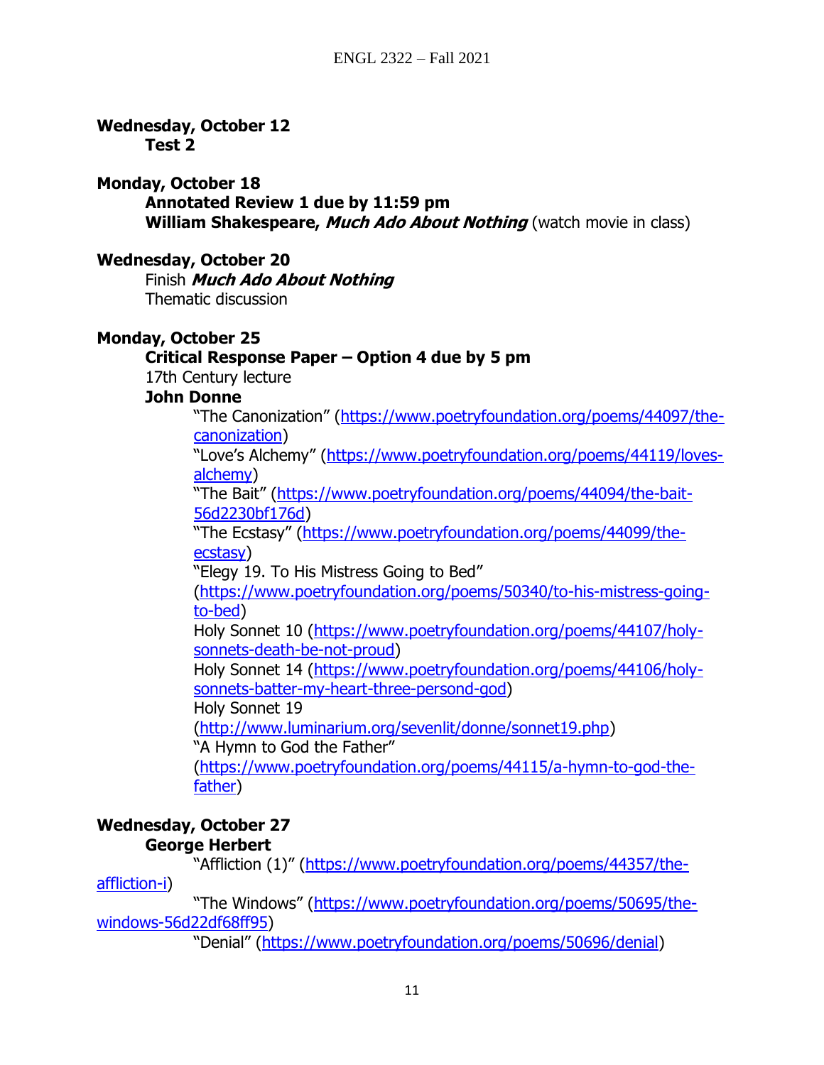**Wednesday, October 12**

**Test 2**

**Monday, October 18**

**Annotated Review 1 due by 11:59 pm**

**William Shakespeare, *Much Ado About Nothing*** (watch movie in class)

**Wednesday, October 20**

Finish ***Much Ado About Nothing***

Thematic discussion

**Monday, October 25**

**Critical Response Paper – Option 4 due by 5 pm**

17th Century lecture

**John Donne**

"The Canonization" (https://www.poetryfoundation.org/poems/44097/the-canonization)

"Love's Alchemy" (https://www.poetryfoundation.org/poems/44119/loves-alchemy)

"The Bait" (https://www.poetryfoundation.org/poems/44094/the-bait-56d2230bf176d)

"The Ecstasy" (https://www.poetryfoundation.org/poems/44099/the-ecstasy)

"Elegy 19. To His Mistress Going to Bed" (https://www.poetryfoundation.org/poems/50340/to-his-mistress-going-to-bed)

Holy Sonnet 10 (https://www.poetryfoundation.org/poems/44107/holy-sonnets-death-be-not-proud)

Holy Sonnet 14 (https://www.poetryfoundation.org/poems/44106/holy-sonnets-batter-my-heart-three-persond-god)

Holy Sonnet 19 (http://www.luminarium.org/sevenlit/donne/sonnet19.php)

"A Hymn to God the Father" (https://www.poetryfoundation.org/poems/44115/a-hymn-to-god-the-father)

**Wednesday, October 27**

**George Herbert**

"Affliction (1)" (https://www.poetryfoundation.org/poems/44357/the-affliction-i)

"The Windows" (https://www.poetryfoundation.org/poems/50695/the-windows-56d22df68ff95)

"Denial" (https://www.poetryfoundation.org/poems/50696/denial)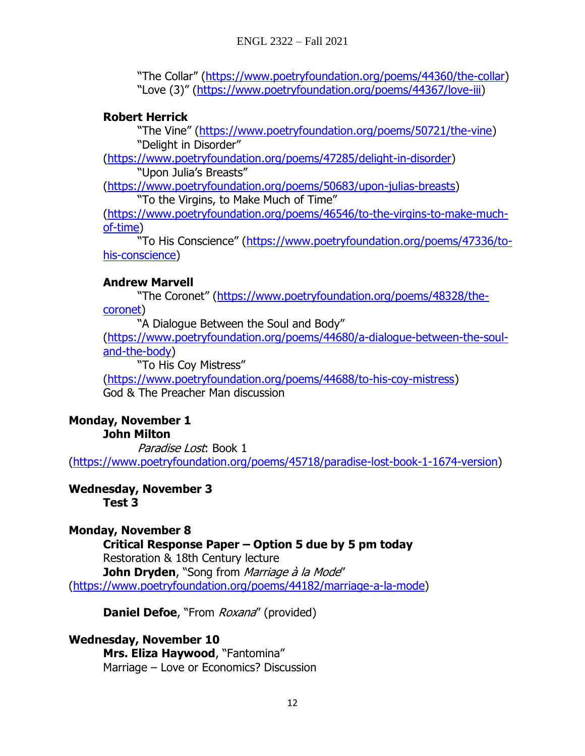"The Collar" (https://www.poetryfoundation.org/poems/44360/the-collar)
"Love (3)" (https://www.poetryfoundation.org/poems/44367/love-iii)

**Robert Herrick**

"The Vine" (https://www.poetryfoundation.org/poems/50721/the-vine)
"Delight in Disorder" (https://www.poetryfoundation.org/poems/47285/delight-in-disorder)
"Upon Julia's Breasts" (https://www.poetryfoundation.org/poems/50683/upon-julias-breasts)
"To the Virgins, to Make Much of Time" (https://www.poetryfoundation.org/poems/46546/to-the-virgins-to-make-much-of-time)
"To His Conscience" (https://www.poetryfoundation.org/poems/47336/to-his-conscience)

**Andrew Marvell**

"The Coronet" (https://www.poetryfoundation.org/poems/48328/the-coronet)
"A Dialogue Between the Soul and Body" (https://www.poetryfoundation.org/poems/44680/a-dialogue-between-the-soul-and-the-body)
"To His Coy Mistress" (https://www.poetryfoundation.org/poems/44688/to-his-coy-mistress)
God & The Preacher Man discussion

**Monday, November 1**

**John Milton**

*Paradise Lost*: Book 1 (https://www.poetryfoundation.org/poems/45718/paradise-lost-book-1-1674-version)

**Wednesday, November 3**

**Test 3**

**Monday, November 8**

**Critical Response Paper – Option 5 due by 5 pm today**
Restoration & 18th Century lecture
**John Dryden**, "Song from *Marriage à la Mode*" (https://www.poetryfoundation.org/poems/44182/marriage-a-la-mode)

**Daniel Defoe**, "From *Roxana*" (provided)

**Wednesday, November 10**

**Mrs. Eliza Haywood**, "Fantomina"
Marriage – Love or Economics? Discussion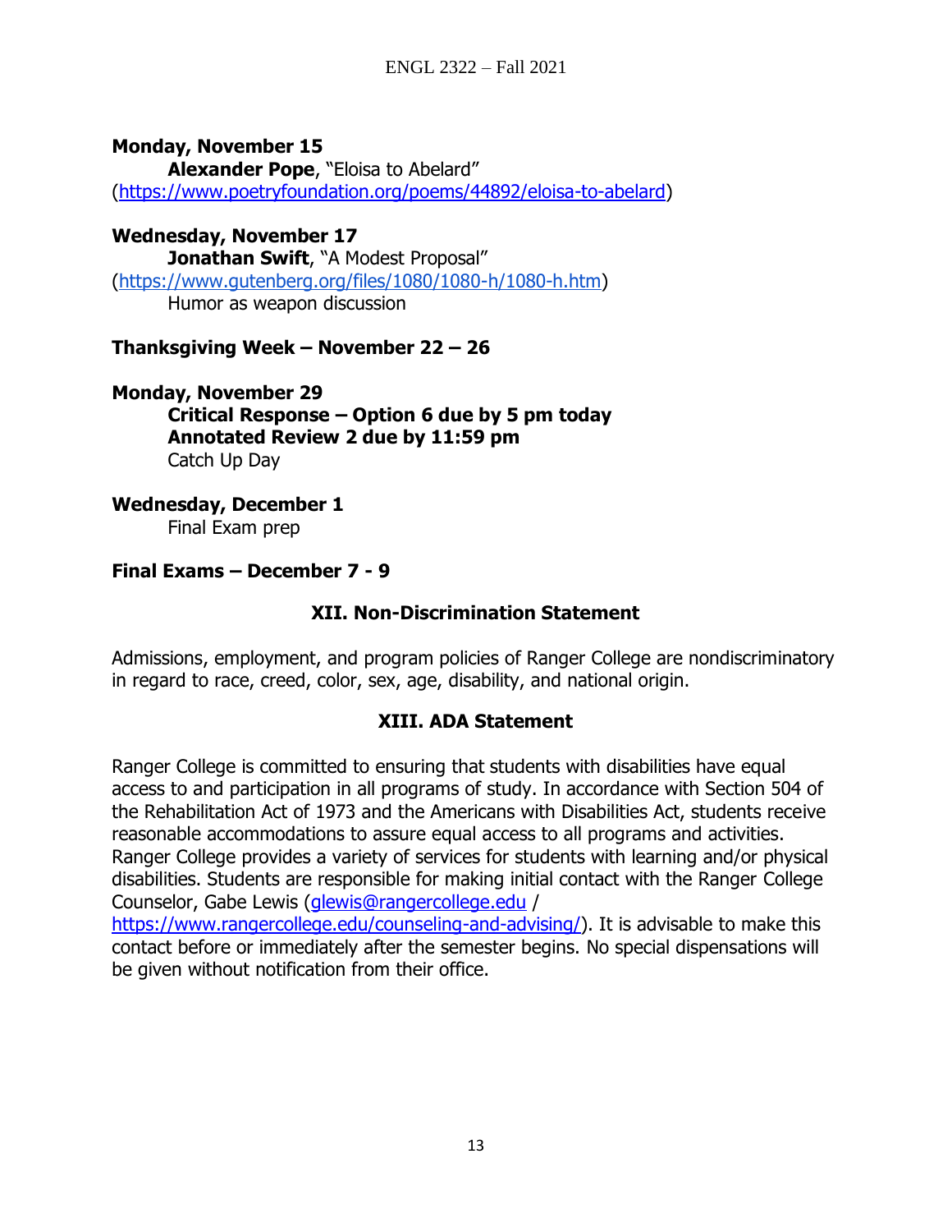**Monday, November 15**

**Alexander Pope**, "Eloisa to Abelard" (https://www.poetryfoundation.org/poems/44892/eloisa-to-abelard)

**Wednesday, November 17**

**Jonathan Swift**, "A Modest Proposal" (https://www.gutenberg.org/files/1080/1080-h/1080-h.htm)

Humor as weapon discussion

**Thanksgiving Week – November 22 – 26**

**Monday, November 29**

**Critical Response – Option 6 due by 5 pm today**

**Annotated Review 2 due by 11:59 pm**

Catch Up Day

**Wednesday, December 1**

Final Exam prep

**Final Exams – December 7 - 9**

## XII. Non-Discrimination Statement

Admissions, employment, and program policies of Ranger College are nondiscriminatory in regard to race, creed, color, sex, age, disability, and national origin.

## XIII. ADA Statement

Ranger College is committed to ensuring that students with disabilities have equal access to and participation in all programs of study. In accordance with Section 504 of the Rehabilitation Act of 1973 and the Americans with Disabilities Act, students receive reasonable accommodations to assure equal access to all programs and activities. Ranger College provides a variety of services for students with learning and/or physical disabilities. Students are responsible for making initial contact with the Ranger College Counselor, Gabe Lewis (glewis@rangercollege.edu / https://www.rangercollege.edu/counseling-and-advising/). It is advisable to make this contact before or immediately after the semester begins. No special dispensations will be given without notification from their office.